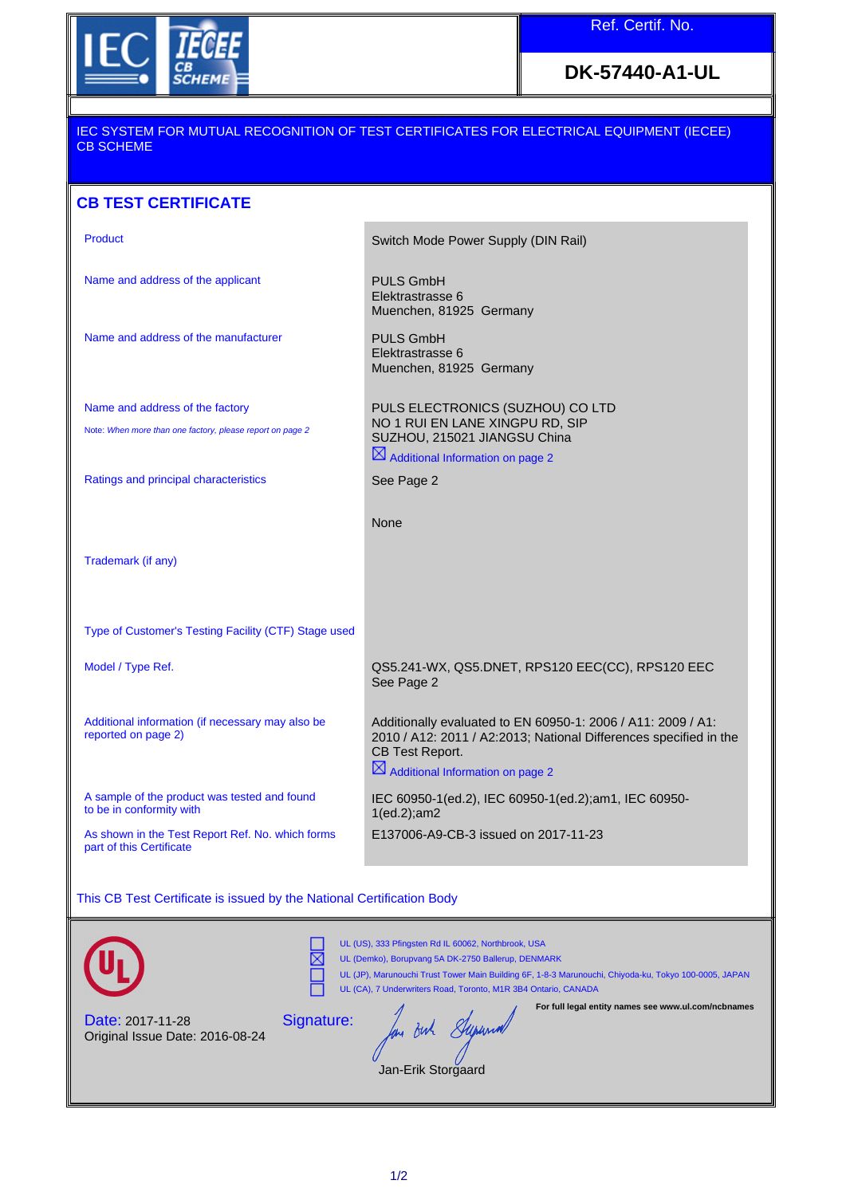IEC IECEE CB SCHEME

| Ref. Certif. No. |
|---|
| **DK-57440-A1-UL** |

IEC SYSTEM FOR MUTUAL RECOGNITION OF TEST CERTIFICATES FOR ELECTRICAL EQUIPMENT (IECEE) CB SCHEME

## CB TEST CERTIFICATE

| | |
|---|---|
| Product | Switch Mode Power Supply (DIN Rail) |
| Name and address of the applicant | PULS GmbH<br>Elektrastrasse 6<br>Muenchen, 81925 Germany |
| Name and address of the manufacturer | PULS GmbH<br>Elektrastrasse 6<br>Muenchen, 81925 Germany |
| Name and address of the factory<br>Note: *When more than one factory, please report on page 2* | PULS ELECTRONICS (SUZHOU) CO LTD<br>NO 1 RUI EN LANE XINGPU RD, SIP<br>SUZHOU, 215021 JIANGSU China<br>☒ Additional Information on page 2 |
| Ratings and principal characteristics | See Page 2 |
| Trademark (if any) | None |
| Type of Customer's Testing Facility (CTF) Stage used | |
| Model / Type Ref. | QS5.241-WX, QS5.DNET, RPS120 EEC(CC), RPS120 EEC<br>See Page 2 |
| Additional information (if necessary may also be reported on page 2) | Additionally evaluated to EN 60950-1: 2006 / A11: 2009 / A1: 2010 / A12: 2011 / A2:2013; National Differences specified in the CB Test Report.<br>☒ Additional Information on page 2 |
| A sample of the product was tested and found to be in conformity with | IEC 60950-1(ed.2), IEC 60950-1(ed.2);am1, IEC 60950-1(ed.2);am2 |
| As shown in the Test Report Ref. No. which forms part of this Certificate | E137006-A9-CB-3 issued on 2017-11-23 |

This CB Test Certificate is issued by the National Certification Body

UL

☐ UL (US), 333 Pfingsten Rd IL 60062, Northbrook, USA
☒ UL (Demko), Borupvang 5A DK-2750 Ballerup, DENMARK
☐ UL (JP), Marunouchi Trust Tower Main Building 6F, 1-8-3 Marunouchi, Chiyoda-ku, Tokyo 100-0005, JAPAN
☐ UL (CA), 7 Underwriters Road, Toronto, M1R 3B4 Ontario, CANADA

**For full legal entity names see www.ul.com/ncbnames**

Date: 2017-11-28
Original Issue Date: 2016-08-24

Signature:

Jan-Erik Storgaard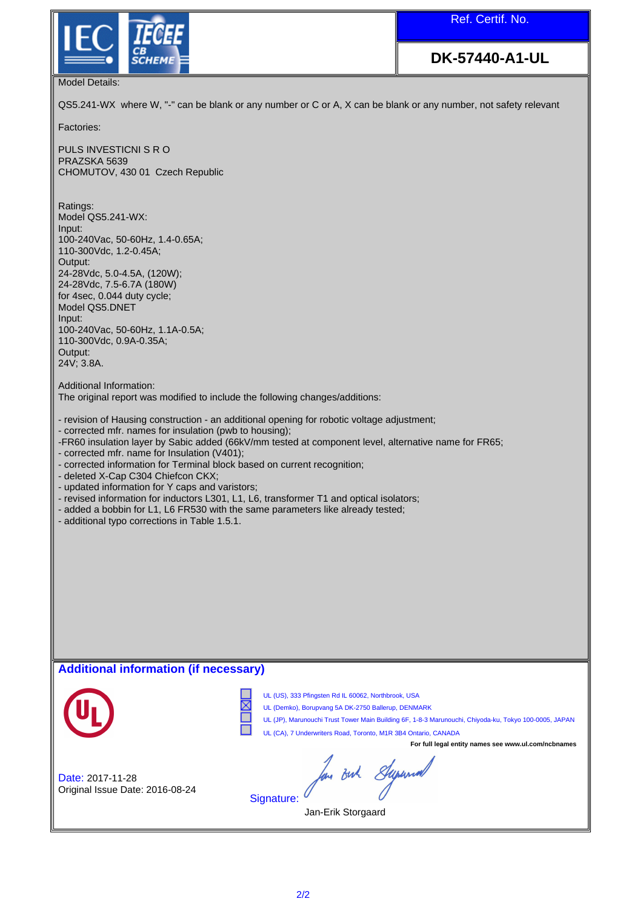Ref. Certif. No.

**DK-57440-A1-UL**

Model Details:

QS5.241-WX  where W, "-" can be blank or any number or C or A, X can be blank or any number, not safety relevant

Factories:

PULS INVESTICNI S R O
PRAZSKA 5639
CHOMUTOV, 430 01  Czech Republic

Ratings:
Model QS5.241-WX:
Input:
100-240Vac, 50-60Hz, 1.4-0.65A;
110-300Vdc, 1.2-0.45A;
Output:
24-28Vdc, 5.0-4.5A, (120W);
24-28Vdc, 7.5-6.7A (180W)
for 4sec, 0.044 duty cycle;
Model QS5.DNET
Input:
100-240Vac, 50-60Hz, 1.1A-0.5A;
110-300Vdc, 0.9A-0.35A;
Output:
24V; 3.8A.

Additional Information:
The original report was modified to include the following changes/additions:

- revision of Hausing construction - an additional opening for robotic voltage adjustment;
- corrected mfr. names for insulation (pwb to housing);
-FR60 insulation layer by Sabic added (66kV/mm tested at component level, alternative name for FR65;
- corrected mfr. name for Insulation (V401);
- corrected information for Terminal block based on current recognition;
- deleted X-Cap C304 Chiefcon CKX;
- updated information for Y caps and varistors;
- revised information for inductors L301, L1, L6, transformer T1 and optical isolators;
- added a bobbin for L1, L6 FR530 with the same parameters like already tested;
- additional typo corrections in Table 1.5.1.

## Additional information (if necessary)

- ☐ UL (US), 333 Pfingsten Rd IL 60062, Northbrook, USA
- ☒ UL (Demko), Borupvang 5A DK-2750 Ballerup, DENMARK
- ☐ UL (JP), Marunouchi Trust Tower Main Building 6F, 1-8-3 Marunouchi, Chiyoda-ku, Tokyo 100-0005, JAPAN
- ☐ UL (CA), 7 Underwriters Road, Toronto, M1R 3B4 Ontario, CANADA

**For full legal entity names see www.ul.com/ncbnames**

Date: 2017-11-28
Original Issue Date: 2016-08-24

Signature:
Jan-Erik Storgaard